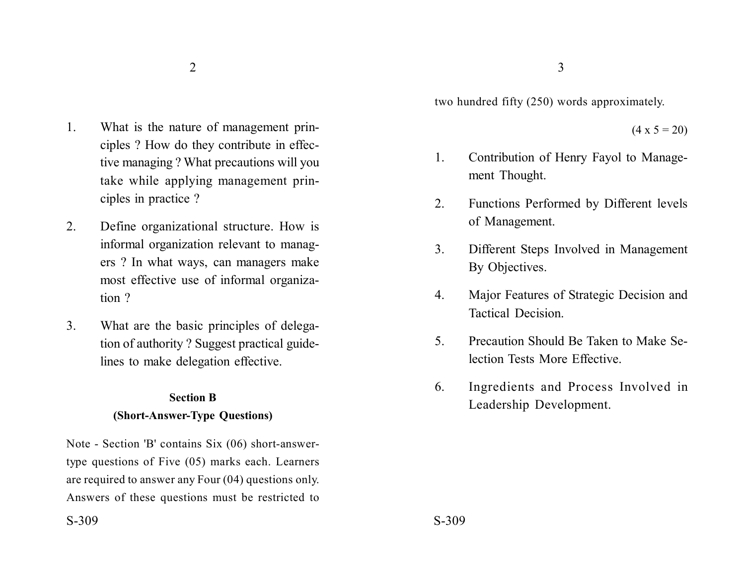1. What is the nature of management principles ? How do they contribute in effective managing ? What precautions will you take while applying management principles in practice ?

2. Define organizational structure. How is informal organization relevant to managers ? In what ways, can managers make most effective use of informal organization ?

3. What are the basic principles of delegation of authority ? Suggest practical guidelines to make delegation effective.

## Section B

**(Short-Answer-Type Questions)**

Note - Section 'B' contains Six (06) short-answer-type questions of Five (05) marks each. Learners are required to answer any Four (04) questions only. Answers of these questions must be restricted to two hundred fifty (250) words approximately.

(4 x 5 = 20)

1. Contribution of Henry Fayol to Management Thought.

2. Functions Performed by Different levels of Management.

3. Different Steps Involved in Management By Objectives.

4. Major Features of Strategic Decision and Tactical Decision.

5. Precaution Should Be Taken to Make Selection Tests More Effective.

6. Ingredients and Process Involved in Leadership Development.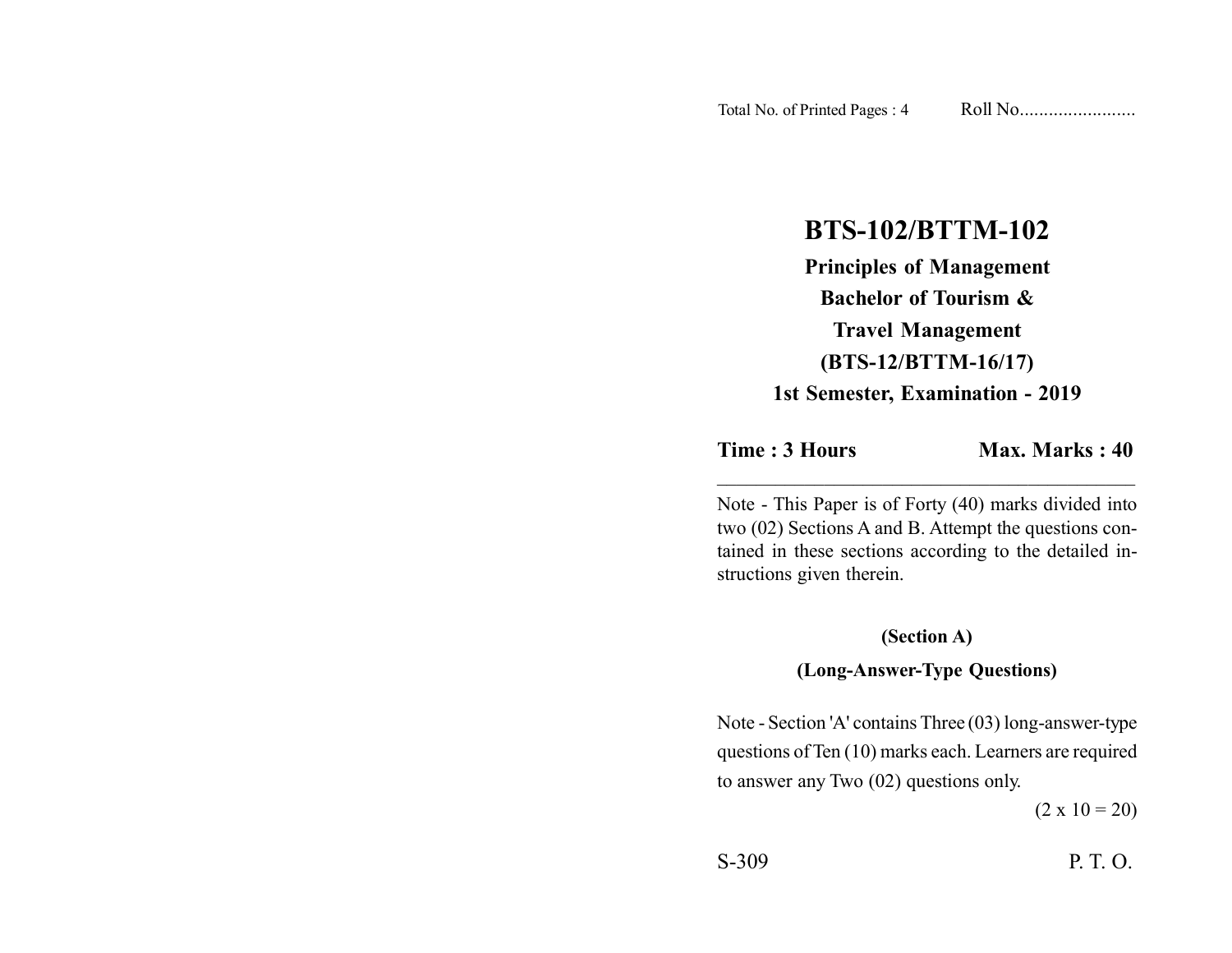Total No. of Printed Pages : 4 Roll No.......................

# BTS-102/BTTM-102

## Principles of Management

## Bachelor of Tourism & Travel Management

## (BTS-12/BTTM-16/17)

## 1st Semester, Examination - 2019

**Time : 3 Hours** **Max. Marks : 40**

---

Note - This Paper is of Forty (40) marks divided into two (02) Sections A and B. Attempt the questions contained in these sections according to the detailed instructions given therein.

### (Section A)

### (Long-Answer-Type Questions)

Note - Section 'A' contains Three (03) long-answer-type questions of Ten (10) marks each. Learners are required to answer any Two (02) questions only.

(2 x 10 = 20)

S-309 P. T. O.